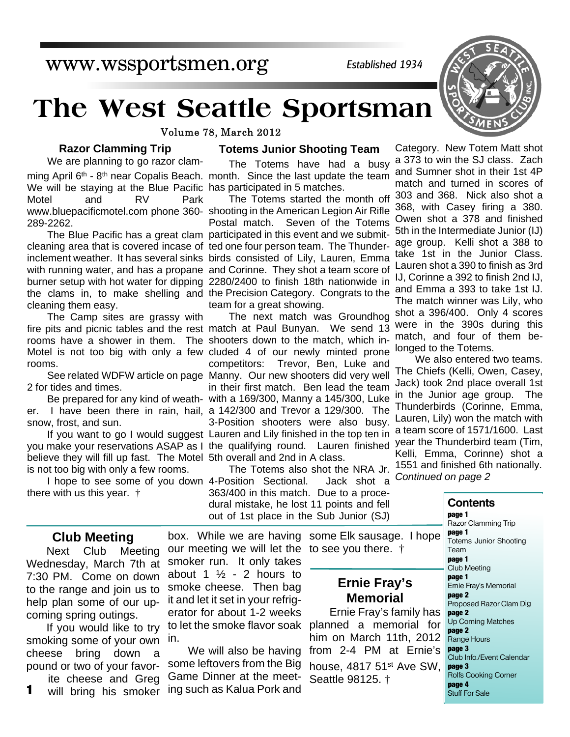www.wssportsmen.org

*Established 1934*

# The West Seattle Sportsman

Volume 78, March 2012

### Razor Clamming Trip

We are planning to go razor clamming April 6th - 8th near Copalis Beach. We will be staying at the Blue Pacific Motel and RV Park www.bluepacificmotel.com phone 360-289-2262.

The Blue Pacific has a great clam cleaning area that is covered incase of inclement weather. It has several sinks with running water, and has a propane burner setup with hot water for dipping the clams in, to make shelling and cleaning them easy.

The Camp sites are grassy with fire pits and picnic tables and the rest rooms have a shower in them. The Motel is not too big with only a few rooms.

See related WDFW article on page 2 for tides and times.

Be prepared for any kind of weather. I have been there in rain, hail, snow, frost, and sun.

If you want to go I would suggest you make your reservations ASAP as I believe they will fill up fast. The Motel is not too big with only a few rooms.

I hope to see some of you down there with us this year. †

### Totems Junior Shooting Team

The Totems have had a busy month. Since the last update the team has participated in 5 matches.

The Totems started the month off shooting in the American Legion Air Rifle Postal match. Seven of the Totems participated in this event and we submitted one four person team. The Thunderbirds consisted of Lily, Lauren, Emma and Corinne. They shot a team score of 2280/2400 to finish 18th nationwide in the Precision Category. Congrats to the team for a great showing.

The next match was Groundhog match at Paul Bunyan. We send 13 shooters down to the match, which included 4 of our newly minted prone competitors: Trevor, Ben, Luke and Manny. Our new shooters did very well in their first match. Ben lead the team with a 169/300, Manny a 145/300, Luke a 142/300 and Trevor a 129/300. The 3-Position shooters were also busy. Lauren and Lily finished in the top ten in the qualifying round. Lauren finished 5th overall and 2nd in A class.

The Totems also shot the NRA Jr. 4-Position Sectional. Jack shot a 363/400 in this match. Due to a procedural mistake, he lost 11 points and fell out of 1st place in the Sub Junior (SJ) Category. New Totem Matt shot a 373 to win the SJ class. Zach and Sumner shot in their 1st 4P match and turned in scores of 303 and 368. Nick also shot a 368, with Casey firing a 380. Owen shot a 378 and finished 5th in the Intermediate Junior (IJ) age group. Kelli shot a 388 to take 1st in the Junior Class. Lauren shot a 390 to finish as 3rd IJ, Corinne a 392 to finish 2nd IJ, and Emma a 393 to take 1st IJ. The match winner was Lily, who shot a 396/400. Only 4 scores were in the 390s during this match, and four of them belonged to the Totems.

We also entered two teams. The Chiefs (Kelli, Owen, Casey, Jack) took 2nd place overall 1st in the Junior age group. The Thunderbirds (Corinne, Emma, Lauren, Lily) won the match with a team score of 1571/1600. Last year the Thunderbird team (Tim, Kelli, Emma, Corinne) shot a 1551 and finished 6th nationally.

*Continued on page 2*

### Club Meeting

Next Club Meeting Wednesday, March 7th at 7:30 PM. Come on down to the range and join us to help plan some of our upcoming spring outings.

If you would like to try smoking some of your own cheese bring down a pound or two of your favorite cheese and Greg will bring his smoker box. While we are having our meeting we will let the smoker run. It only takes about 1 ½ - 2 hours to smoke cheese. Then bag it and let it set in your refrigerator for about 1-2 weeks to let the smoke flavor soak in.

We will also be having some leftovers from the Big Game Dinner at the meeting such as Kalua Pork and some Elk sausage. I hope to see you there. †

### Ernie Fray's Memorial

Ernie Fray's family has planned a memorial for him on March 11th, 2012 from 2-4 PM at Ernie's house, 4817 51st Ave SW, Seattle 98125. †

### Contents

- **page 1** Razor Clamming Trip
- **page 1** Totems Junior Shooting Team
- **page 1** Club Meeting
- **page 1** Ernie Fray's Memorial
- **page 2** Proposed Razor Clam Dig
- **page 2** Up Coming Matches
- **page 2** Range Hours
- **page 3** Club Info./Event Calendar
- **page 3** Rolfs Cooking Corner
- **page 4** Stuff For Sale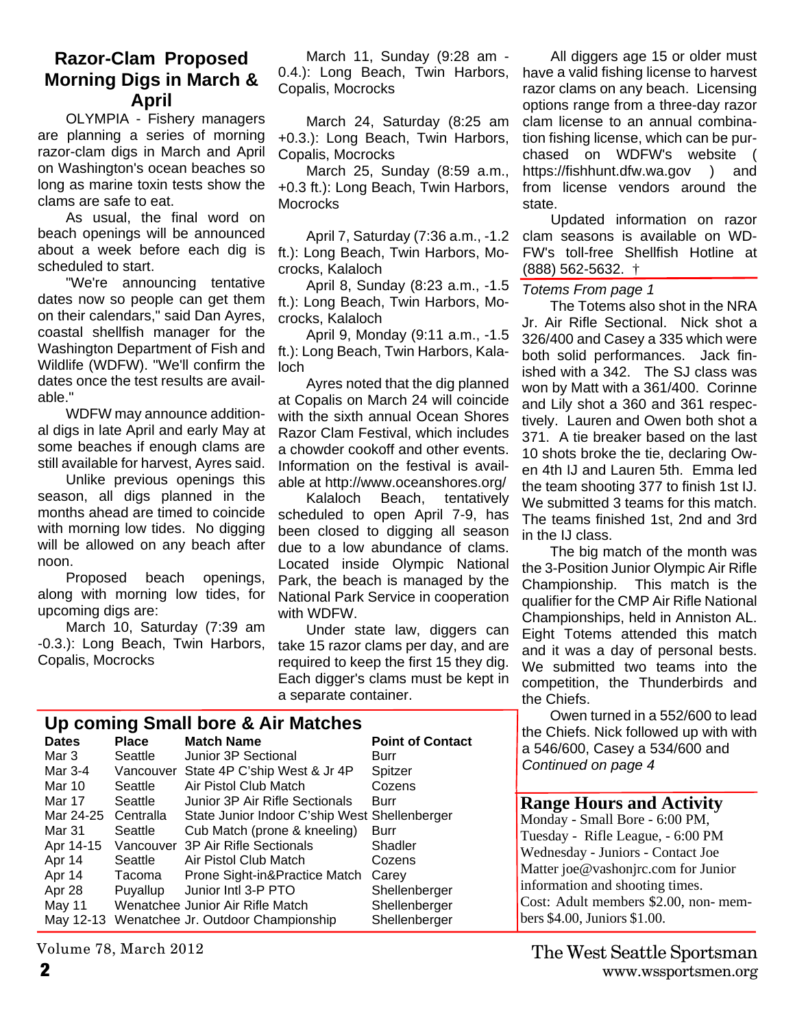## Razor-Clam Proposed Morning Digs in March & April

OLYMPIA - Fishery managers are planning a series of morning razor-clam digs in March and April on Washington's ocean beaches so long as marine toxin tests show the clams are safe to eat.

As usual, the final word on beach openings will be announced about a week before each dig is scheduled to start.

"We're announcing tentative dates now so people can get them on their calendars," said Dan Ayres, coastal shellfish manager for the Washington Department of Fish and Wildlife (WDFW). "We'll confirm the dates once the test results are available."

WDFW may announce additional digs in late April and early May at some beaches if enough clams are still available for harvest, Ayres said.

Unlike previous openings this season, all digs planned in the months ahead are timed to coincide with morning low tides. No digging will be allowed on any beach after noon.

Proposed beach openings, along with morning low tides, for upcoming digs are:

March 10, Saturday (7:39 am -0.3.): Long Beach, Twin Harbors, Copalis, Mocrocks

March 11, Sunday (9:28 am - 0.4.): Long Beach, Twin Harbors, Copalis, Mocrocks

March 24, Saturday (8:25 am +0.3.): Long Beach, Twin Harbors, Copalis, Mocrocks

March 25, Sunday (8:59 a.m., +0.3 ft.): Long Beach, Twin Harbors, Mocrocks

April 7, Saturday (7:36 a.m., -1.2 ft.): Long Beach, Twin Harbors, Mocrocks, Kalaloch

April 8, Sunday (8:23 a.m., -1.5 ft.): Long Beach, Twin Harbors, Mocrocks, Kalaloch

April 9, Monday (9:11 a.m., -1.5 ft.): Long Beach, Twin Harbors, Kalaloch

Ayres noted that the dig planned at Copalis on March 24 will coincide with the sixth annual Ocean Shores Razor Clam Festival, which includes a chowder cookoff and other events. Information on the festival is available at http://www.oceanshores.org/

Kalaloch Beach, tentatively scheduled to open April 7-9, has been closed to digging all season due to a low abundance of clams. Located inside Olympic National Park, the beach is managed by the National Park Service in cooperation with WDFW.

Under state law, diggers can take 15 razor clams per day, and are required to keep the first 15 they dig. Each digger's clams must be kept in a separate container.

All diggers age 15 or older must have a valid fishing license to harvest razor clams on any beach. Licensing options range from a three-day razor clam license to an annual combination fishing license, which can be purchased on WDFW's website ( https://fishhunt.dfw.wa.gov ) and from license vendors around the state.

Updated information on razor clam seasons is available on WDFW's toll-free Shellfish Hotline at (888) 562-5632. †

*Totems From page 1*

The Totems also shot in the NRA Jr. Air Rifle Sectional. Nick shot a 326/400 and Casey a 335 which were both solid performances. Jack finished with a 342. The SJ class was won by Matt with a 361/400. Corinne and Lily shot a 360 and 361 respectively. Lauren and Owen both shot a 371. A tie breaker based on the last 10 shots broke the tie, declaring Owen 4th IJ and Lauren 5th. Emma led the team shooting 377 to finish 1st IJ. We submitted 3 teams for this match. The teams finished 1st, 2nd and 3rd in the IJ class.

The big match of the month was the 3-Position Junior Olympic Air Rifle Championship. This match is the qualifier for the CMP Air Rifle National Championships, held in Anniston AL. Eight Totems attended this match and it was a day of personal bests. We submitted two teams into the competition, the Thunderbirds and the Chiefs.

Owen turned in a 552/600 to lead the Chiefs. Nick followed up with with a 546/600, Casey a 534/600 and

*Continued on page 4*

## Up coming Small bore & Air Matches

| Dates | Place | Match Name | Point of Contact |
|---|---|---|---|
| Mar 3 | Seattle | Junior 3P Sectional | Burr |
| Mar 3-4 | Vancouver | State 4P C'ship West & Jr 4P | Spitzer |
| Mar 10 | Seattle | Air Pistol Club Match | Cozens |
| Mar 17 | Seattle | Junior 3P Air Rifle Sectionals | Burr |
| Mar 24-25 | Centralla | State Junior Indoor C'ship West | Shellenberger |
| Mar 31 | Seattle | Cub Match (prone & kneeling) | Burr |
| Apr 14-15 | Vancouver | 3P Air Rifle Sectionals | Shadler |
| Apr 14 | Seattle | Air Pistol Club Match | Cozens |
| Apr 14 | Tacoma | Prone Sight-in&Practice Match | Carey |
| Apr 28 | Puyallup | Junior Intl 3-P PTO | Shellenberger |
| May 11 | Wenatchee | Junior Air Rifle Match | Shellenberger |
| May 12-13 | Wenatchee | Jr. Outdoor Championship | Shellenberger |

## Range Hours and Activity

Monday - Small Bore - 6:00 PM,
Tuesday - Rifle League, - 6:00 PM
Wednesday - Juniors - Contact Joe Matter joe@vashonjrc.com for Junior information and shooting times.
Cost: Adult members $2.00, non- members $4.00, Juniors $1.00.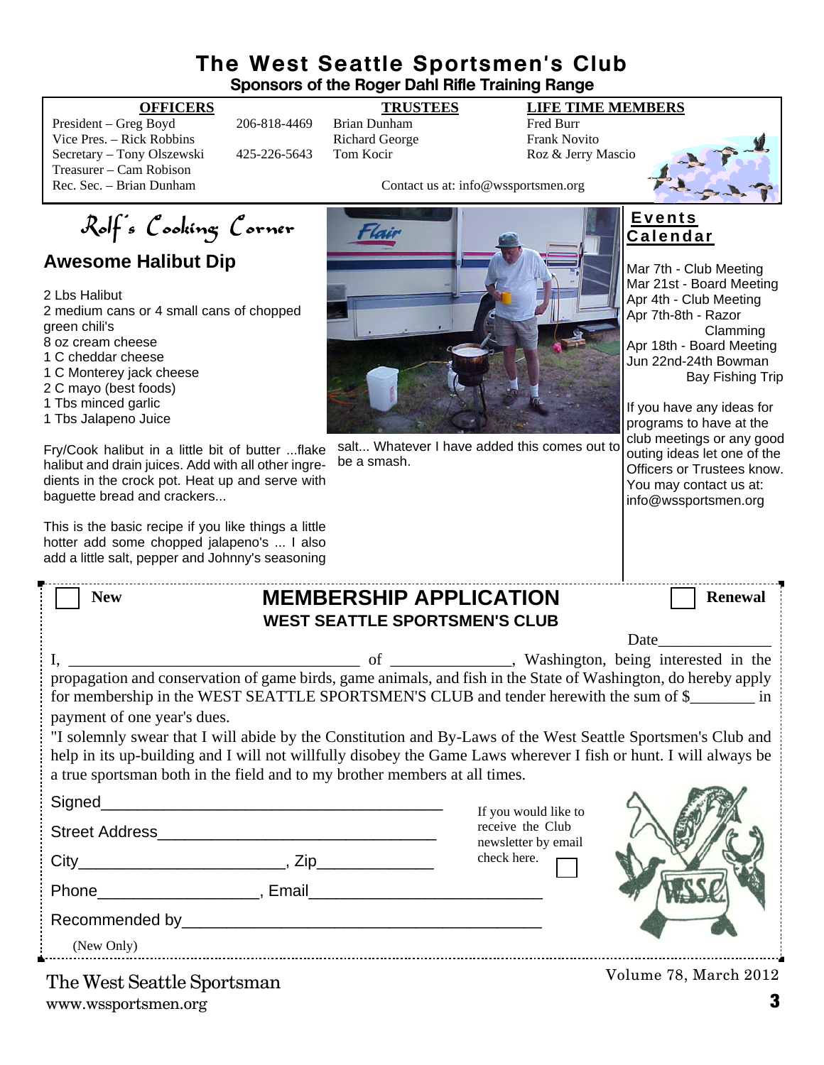# The West Seattle Sportsmen's Club

**Sponsors of the Roger Dahl Rifle Training Range**

| OFFICERS | | TRUSTEES | LIFE TIME MEMBERS |
|---|---|---|---|
| President – Greg Boyd | 206-818-4469 | Brian Dunham | Fred Burr |
| Vice Pres. – Rick Robbins | | Richard George | Frank Novito |
| Secretary – Tony Olszewski | 425-226-5643 | Tom Kocir | Roz & Jerry Mascio |
| Treasurer – Cam Robison | | | |
| Rec. Sec. – Brian Dunham | | | |

Contact us at: info@wssportsmen.org

## Rolf's Cooking Corner

### Awesome Halibut Dip

- 2 Lbs Halibut
- 2 medium cans or 4 small cans of chopped green chili's
- 8 oz cream cheese
- 1 C cheddar cheese
- 1 C Monterey jack cheese
- 2 C mayo (best foods)
- 1 Tbs minced garlic
- 1 Tbs Jalapeno Juice

Fry/Cook halibut in a little bit of butter ...flake halibut and drain juices. Add with all other ingredients in the crock pot. Heat up and serve with baguette bread and crackers...

This is the basic recipe if you like things a little hotter add some chopped jalapeno's ... I also add a little salt, pepper and Johnny's seasoning salt... Whatever I have added this comes out to be a smash.

## Events Calendar

- Mar 7th - Club Meeting
- Mar 21st - Board Meeting
- Apr 4th - Club Meeting
- Apr 7th-8th - Razor Clamming
- Apr 18th - Board Meeting
- Jun 22nd-24th Bowman Bay Fishing Trip

If you have any ideas for programs to have at the club meetings or any good outing ideas let one of the Officers or Trustees know. You may contact us at: info@wssportsmen.org

---

☐ **New** ☐ **Renewal**

## MEMBERSHIP APPLICATION

**WEST SEATTLE SPORTSMEN'S CLUB**

Date______________

I, ___________________________________ of _______________, Washington, being interested in the propagation and conservation of game birds, game animals, and fish in the State of Washington, do hereby apply for membership in the WEST SEATTLE SPORTSMEN'S CLUB and tender herewith the sum of $________ in payment of one year's dues.

"I solemnly swear that I will abide by the Constitution and By-Laws of the West Seattle Sportsmen's Club and help in its up-building and I will not willfully disobey the Game Laws wherever I fish or hunt. I will always be a true sportsman both in the field and to my brother members at all times.

Signed_______________________________________

Street Address_______________________________

City_______________________, Zip_____________

Phone__________________, Email_________________________

Recommended by_______________________________________

(New Only)

If you would like to receive the Club newsletter by email check here. ☐

The West Seattle Sportsman
www.wssportsmen.org

Volume 78, March 2012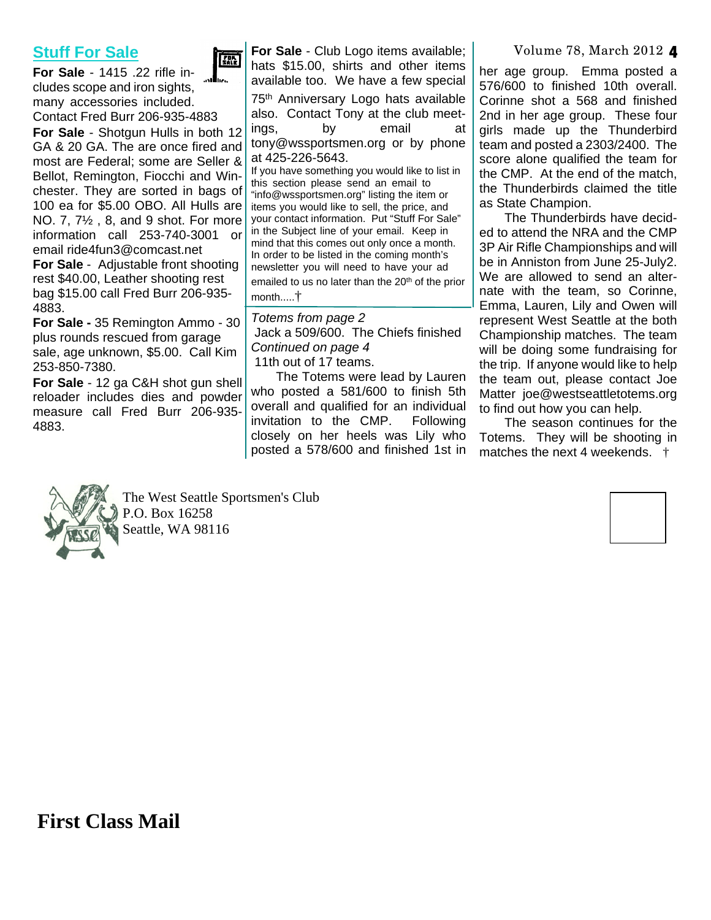## Stuff For Sale

**For Sale** - 1415 .22 rifle includes scope and iron sights, many accessories included. Contact Fred Burr 206-935-4883

**For Sale** - Shotgun Hulls in both 12 GA & 20 GA. The are once fired and most are Federal; some are Seller & Bellot, Remington, Fiocchi and Winchester. They are sorted in bags of 100 ea for $5.00 OBO. All Hulls are NO. 7, 7½ , 8, and 9 shot. For more information call 253-740-3001 or email ride4fun3@comcast.net

**For Sale** - Adjustable front shooting rest $40.00, Leather shooting rest bag $15.00 call Fred Burr 206-935-4883.

**For Sale -** 35 Remington Ammo - 30 plus rounds rescued from garage sale, age unknown, $5.00. Call Kim 253-850-7380.

**For Sale** - 12 ga C&H shot gun shell reloader includes dies and powder measure call Fred Burr 206-935-4883.

**For Sale** - Club Logo items available; hats $15.00, shirts and other items available too. We have a few special 75th Anniversary Logo hats available also. Contact Tony at the club meetings, by email at tony@wssportsmen.org or by phone at 425-226-5643.

If you have something you would like to list in this section please send an email to "info@wssportsmen.org" listing the item or items you would like to sell, the price, and your contact information. Put "Stuff For Sale" in the Subject line of your email. Keep in mind that this comes out only once a month. In order to be listed in the coming month's newsletter you will need to have your ad emailed to us no later than the 20th of the prior month.....†

*Totems from page 2*

*Continued on page 4*

Jack a 509/600. The Chiefs finished 11th out of 17 teams.

The Totems were lead by Lauren who posted a 581/600 to finish 5th overall and qualified for an individual invitation to the CMP. Following closely on her heels was Lily who posted a 578/600 and finished 1st in her age group. Emma posted a 576/600 to finished 10th overall. Corinne shot a 568 and finished 2nd in her age group. These four girls made up the Thunderbird team and posted a 2303/2400. The score alone qualified the team for the CMP. At the end of the match, the Thunderbirds claimed the title as State Champion.

The Thunderbirds have decided to attend the NRA and the CMP 3P Air Rifle Championships and will be in Anniston from June 25-July2. We are allowed to send an alternate with the team, so Corinne, Emma, Lauren, Lily and Owen will represent West Seattle at the both Championship matches. The team will be doing some fundraising for the trip. If anyone would like to help the team out, please contact Joe Matter joe@westseattletotems.org to find out how you can help.

The season continues for the Totems. They will be shooting in matches the next 4 weekends. †

The West Seattle Sportsmen's Club
P.O. Box 16258
Seattle, WA 98116

**First Class Mail**